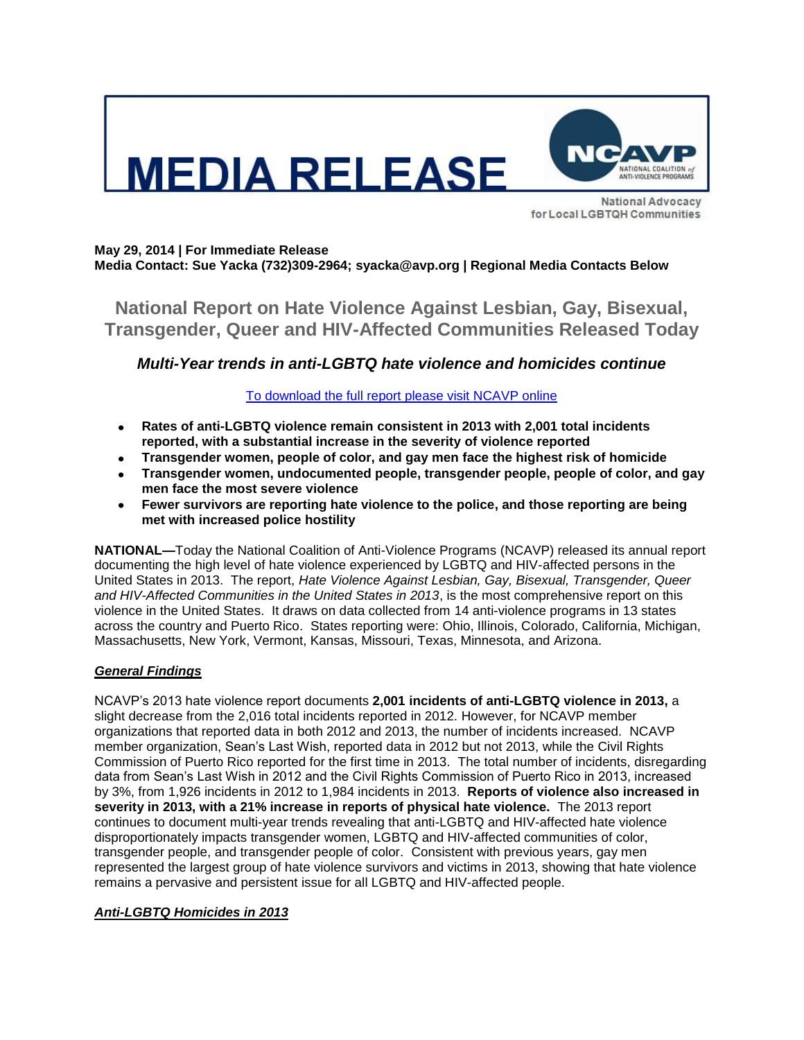# MEDIA RELEASE

NCAVP NATIONAL COALITION of ANTI-VIOLENCE PROGRAMS

National Advocacy for Local LGBTQH Communities

**May 29, 2014 | For Immediate Release**
**Media Contact: Sue Yacka (732)309-2964; syacka@avp.org | Regional Media Contacts Below**

## National Report on Hate Violence Against Lesbian, Gay, Bisexual, Transgender, Queer and HIV-Affected Communities Released Today

### *Multi-Year trends in anti-LGBTQ hate violence and homicides continue*

[To download the full report please visit NCAVP online]

- **Rates of anti-LGBTQ violence remain consistent in 2013 with 2,001 total incidents reported, with a substantial increase in the severity of violence reported**
- **Transgender women, people of color, and gay men face the highest risk of homicide**
- **Transgender women, undocumented people, transgender people, people of color, and gay men face the most severe violence**
- **Fewer survivors are reporting hate violence to the police, and those reporting are being met with increased police hostility**

**NATIONAL—**Today the National Coalition of Anti-Violence Programs (NCAVP) released its annual report documenting the high level of hate violence experienced by LGBTQ and HIV-affected persons in the United States in 2013. The report, *Hate Violence Against Lesbian, Gay, Bisexual, Transgender, Queer and HIV-Affected Communities in the United States in 2013*, is the most comprehensive report on this violence in the United States. It draws on data collected from 14 anti-violence programs in 13 states across the country and Puerto Rico. States reporting were: Ohio, Illinois, Colorado, California, Michigan, Massachusetts, New York, Vermont, Kansas, Missouri, Texas, Minnesota, and Arizona.

***General Findings***

NCAVP's 2013 hate violence report documents **2,001 incidents of anti-LGBTQ violence in 2013,** a slight decrease from the 2,016 total incidents reported in 2012. However, for NCAVP member organizations that reported data in both 2012 and 2013, the number of incidents increased. NCAVP member organization, Sean's Last Wish, reported data in 2012 but not 2013, while the Civil Rights Commission of Puerto Rico reported for the first time in 2013. The total number of incidents, disregarding data from Sean's Last Wish in 2012 and the Civil Rights Commission of Puerto Rico in 2013, increased by 3%, from 1,926 incidents in 2012 to 1,984 incidents in 2013. **Reports of violence also increased in severity in 2013, with a 21% increase in reports of physical hate violence.** The 2013 report continues to document multi-year trends revealing that anti-LGBTQ and HIV-affected hate violence disproportionately impacts transgender women, LGBTQ and HIV-affected communities of color, transgender people, and transgender people of color. Consistent with previous years, gay men represented the largest group of hate violence survivors and victims in 2013, showing that hate violence remains a pervasive and persistent issue for all LGBTQ and HIV-affected people.

***Anti-LGBTQ Homicides in 2013***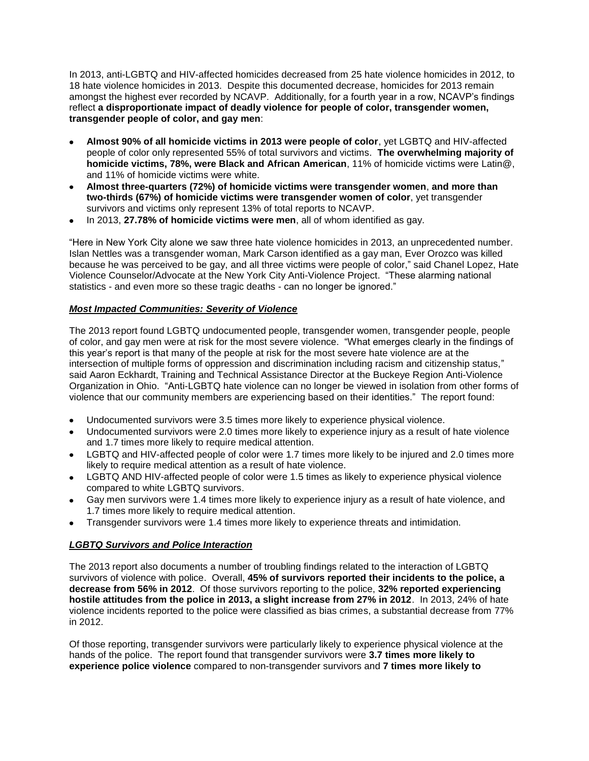In 2013, anti-LGBTQ and HIV-affected homicides decreased from 25 hate violence homicides in 2012, to 18 hate violence homicides in 2013. Despite this documented decrease, homicides for 2013 remain amongst the highest ever recorded by NCAVP. Additionally, for a fourth year in a row, NCAVP's findings reflect **a disproportionate impact of deadly violence for people of color, transgender women, transgender people of color, and gay men**:

- **Almost 90% of all homicide victims in 2013 were people of color**, yet LGBTQ and HIV-affected people of color only represented 55% of total survivors and victims. **The overwhelming majority of homicide victims, 78%, were Black and African American**, 11% of homicide victims were Latin@, and 11% of homicide victims were white.
- **Almost three-quarters (72%) of homicide victims were transgender women**, **and more than two-thirds (67%) of homicide victims were transgender women of color**, yet transgender survivors and victims only represent 13% of total reports to NCAVP.
- In 2013, **27.78% of homicide victims were men**, all of whom identified as gay.

"Here in New York City alone we saw three hate violence homicides in 2013, an unprecedented number. Islan Nettles was a transgender woman, Mark Carson identified as a gay man, Ever Orozco was killed because he was perceived to be gay, and all three victims were people of color," said Chanel Lopez, Hate Violence Counselor/Advocate at the New York City Anti-Violence Project. "These alarming national statistics - and even more so these tragic deaths - can no longer be ignored."

***Most Impacted Communities: Severity of Violence***

The 2013 report found LGBTQ undocumented people, transgender women, transgender people, people of color, and gay men were at risk for the most severe violence. "What emerges clearly in the findings of this year's report is that many of the people at risk for the most severe hate violence are at the intersection of multiple forms of oppression and discrimination including racism and citizenship status," said Aaron Eckhardt, Training and Technical Assistance Director at the Buckeye Region Anti-Violence Organization in Ohio. "Anti-LGBTQ hate violence can no longer be viewed in isolation from other forms of violence that our community members are experiencing based on their identities." The report found:

- Undocumented survivors were 3.5 times more likely to experience physical violence.
- Undocumented survivors were 2.0 times more likely to experience injury as a result of hate violence and 1.7 times more likely to require medical attention.
- LGBTQ and HIV-affected people of color were 1.7 times more likely to be injured and 2.0 times more likely to require medical attention as a result of hate violence.
- LGBTQ AND HIV-affected people of color were 1.5 times as likely to experience physical violence compared to white LGBTQ survivors.
- Gay men survivors were 1.4 times more likely to experience injury as a result of hate violence, and 1.7 times more likely to require medical attention.
- Transgender survivors were 1.4 times more likely to experience threats and intimidation.

***LGBTQ Survivors and Police Interaction***

The 2013 report also documents a number of troubling findings related to the interaction of LGBTQ survivors of violence with police. Overall, **45% of survivors reported their incidents to the police, a decrease from 56% in 2012**. Of those survivors reporting to the police, **32% reported experiencing hostile attitudes from the police in 2013, a slight increase from 27% in 2012**. In 2013, 24% of hate violence incidents reported to the police were classified as bias crimes, a substantial decrease from 77% in 2012.

Of those reporting, transgender survivors were particularly likely to experience physical violence at the hands of the police. The report found that transgender survivors were **3.7 times more likely to experience police violence** compared to non-transgender survivors and **7 times more likely to**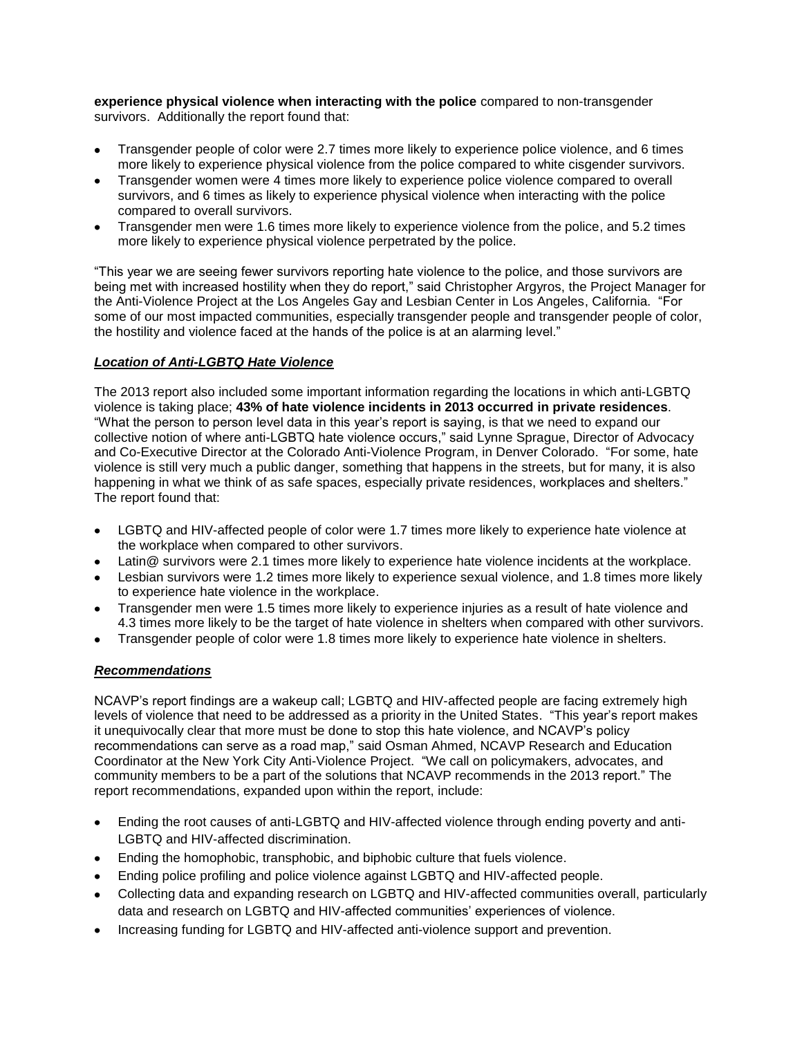**experience physical violence when interacting with the police** compared to non-transgender survivors. Additionally the report found that:

- Transgender people of color were 2.7 times more likely to experience police violence, and 6 times more likely to experience physical violence from the police compared to white cisgender survivors.
- Transgender women were 4 times more likely to experience police violence compared to overall survivors, and 6 times as likely to experience physical violence when interacting with the police compared to overall survivors.
- Transgender men were 1.6 times more likely to experience violence from the police, and 5.2 times more likely to experience physical violence perpetrated by the police.

"This year we are seeing fewer survivors reporting hate violence to the police, and those survivors are being met with increased hostility when they do report," said Christopher Argyros, the Project Manager for the Anti-Violence Project at the Los Angeles Gay and Lesbian Center in Los Angeles, California. "For some of our most impacted communities, especially transgender people and transgender people of color, the hostility and violence faced at the hands of the police is at an alarming level."

***Location of Anti-LGBTQ Hate Violence***

The 2013 report also included some important information regarding the locations in which anti-LGBTQ violence is taking place; **43% of hate violence incidents in 2013 occurred in private residences**. "What the person to person level data in this year's report is saying, is that we need to expand our collective notion of where anti-LGBTQ hate violence occurs," said Lynne Sprague, Director of Advocacy and Co-Executive Director at the Colorado Anti-Violence Program, in Denver Colorado. "For some, hate violence is still very much a public danger, something that happens in the streets, but for many, it is also happening in what we think of as safe spaces, especially private residences, workplaces and shelters." The report found that:

- LGBTQ and HIV-affected people of color were 1.7 times more likely to experience hate violence at the workplace when compared to other survivors.
- Latin@ survivors were 2.1 times more likely to experience hate violence incidents at the workplace.
- Lesbian survivors were 1.2 times more likely to experience sexual violence, and 1.8 times more likely to experience hate violence in the workplace.
- Transgender men were 1.5 times more likely to experience injuries as a result of hate violence and 4.3 times more likely to be the target of hate violence in shelters when compared with other survivors.
- Transgender people of color were 1.8 times more likely to experience hate violence in shelters.

***Recommendations***

NCAVP's report findings are a wakeup call; LGBTQ and HIV-affected people are facing extremely high levels of violence that need to be addressed as a priority in the United States. "This year's report makes it unequivocally clear that more must be done to stop this hate violence, and NCAVP's policy recommendations can serve as a road map," said Osman Ahmed, NCAVP Research and Education Coordinator at the New York City Anti-Violence Project. "We call on policymakers, advocates, and community members to be a part of the solutions that NCAVP recommends in the 2013 report." The report recommendations, expanded upon within the report, include:

- Ending the root causes of anti-LGBTQ and HIV-affected violence through ending poverty and anti-LGBTQ and HIV-affected discrimination.
- Ending the homophobic, transphobic, and biphobic culture that fuels violence.
- Ending police profiling and police violence against LGBTQ and HIV-affected people.
- Collecting data and expanding research on LGBTQ and HIV-affected communities overall, particularly data and research on LGBTQ and HIV-affected communities' experiences of violence.
- Increasing funding for LGBTQ and HIV-affected anti-violence support and prevention.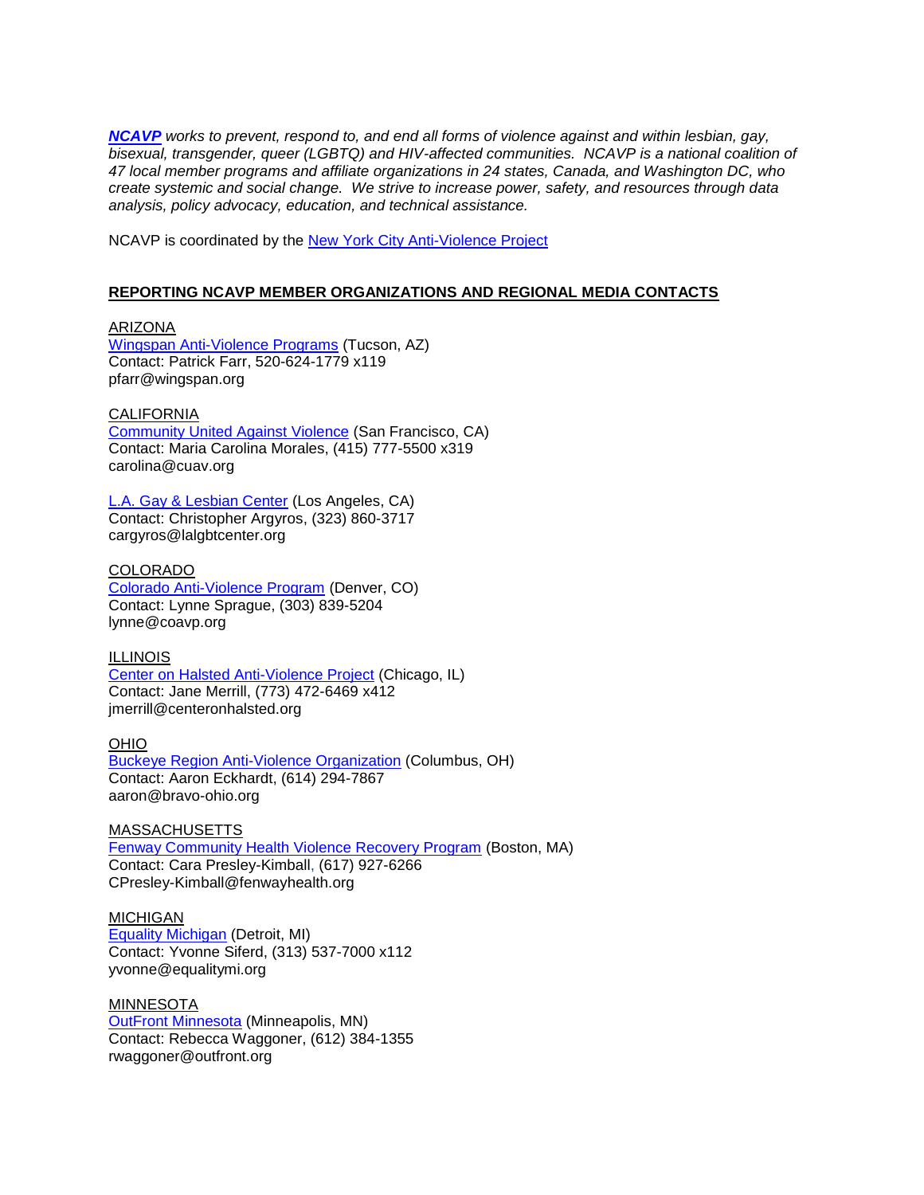***NCAVP*** *works to prevent, respond to, and end all forms of violence against and within lesbian, gay, bisexual, transgender, queer (LGBTQ) and HIV-affected communities. NCAVP is a national coalition of 47 local member programs and affiliate organizations in 24 states, Canada, and Washington DC, who create systemic and social change. We strive to increase power, safety, and resources through data analysis, policy advocacy, education, and technical assistance.*

NCAVP is coordinated by the New York City Anti-Violence Project

**REPORTING NCAVP MEMBER ORGANIZATIONS AND REGIONAL MEDIA CONTACTS**

ARIZONA
Wingspan Anti-Violence Programs (Tucson, AZ)
Contact: Patrick Farr, 520-624-1779 x119
pfarr@wingspan.org

CALIFORNIA
Community United Against Violence (San Francisco, CA)
Contact: Maria Carolina Morales, (415) 777-5500 x319
carolina@cuav.org

L.A. Gay & Lesbian Center (Los Angeles, CA)
Contact: Christopher Argyros, (323) 860-3717
cargyros@lalgbtcenter.org

COLORADO
Colorado Anti-Violence Program (Denver, CO)
Contact: Lynne Sprague, (303) 839-5204
lynne@coavp.org

ILLINOIS
Center on Halsted Anti-Violence Project (Chicago, IL)
Contact: Jane Merrill, (773) 472-6469 x412
jmerrill@centeronhalsted.org

OHIO
Buckeye Region Anti-Violence Organization (Columbus, OH)
Contact: Aaron Eckhardt, (614) 294-7867
aaron@bravo-ohio.org

MASSACHUSETTS
Fenway Community Health Violence Recovery Program (Boston, MA)
Contact: Cara Presley-Kimball, (617) 927-6266
CPresley-Kimball@fenwayhealth.org

MICHIGAN
Equality Michigan (Detroit, MI)
Contact: Yvonne Siferd, (313) 537-7000 x112
yvonne@equalitymi.org

MINNESOTA
OutFront Minnesota (Minneapolis, MN)
Contact: Rebecca Waggoner, (612) 384-1355
rwaggoner@outfront.org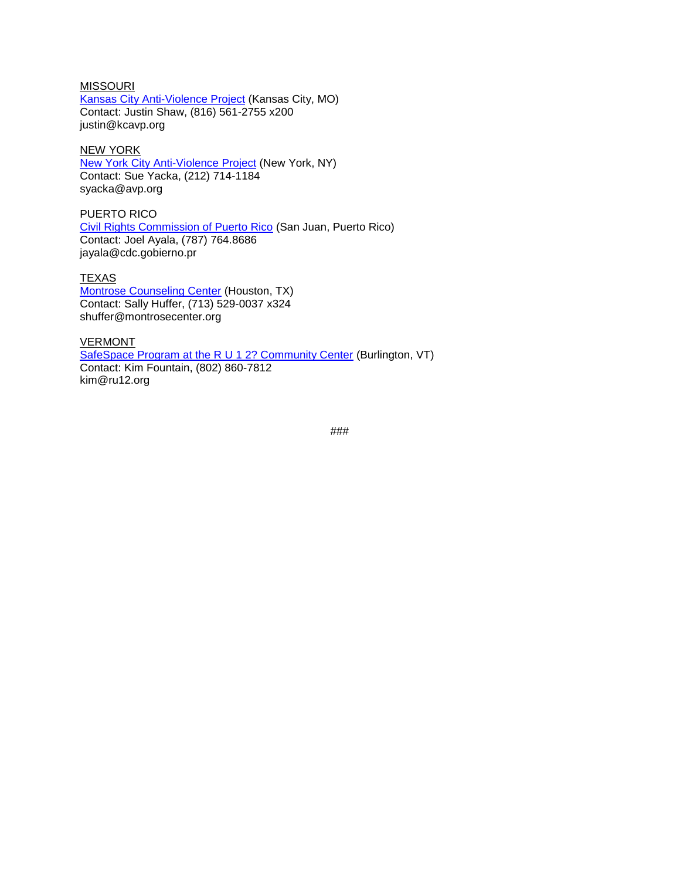MISSOURI
Kansas City Anti-Violence Project (Kansas City, MO)
Contact: Justin Shaw, (816) 561-2755 x200
justin@kcavp.org

NEW YORK
New York City Anti-Violence Project (New York, NY)
Contact: Sue Yacka, (212) 714-1184
syacka@avp.org

PUERTO RICO
Civil Rights Commission of Puerto Rico (San Juan, Puerto Rico)
Contact: Joel Ayala, (787) 764.8686
jayala@cdc.gobierno.pr

TEXAS
Montrose Counseling Center (Houston, TX)
Contact: Sally Huffer, (713) 529-0037 x324
shuffer@montrosecenter.org

VERMONT
SafeSpace Program at the R U 1 2? Community Center (Burlington, VT)
Contact: Kim Fountain, (802) 860-7812
kim@ru12.org

###